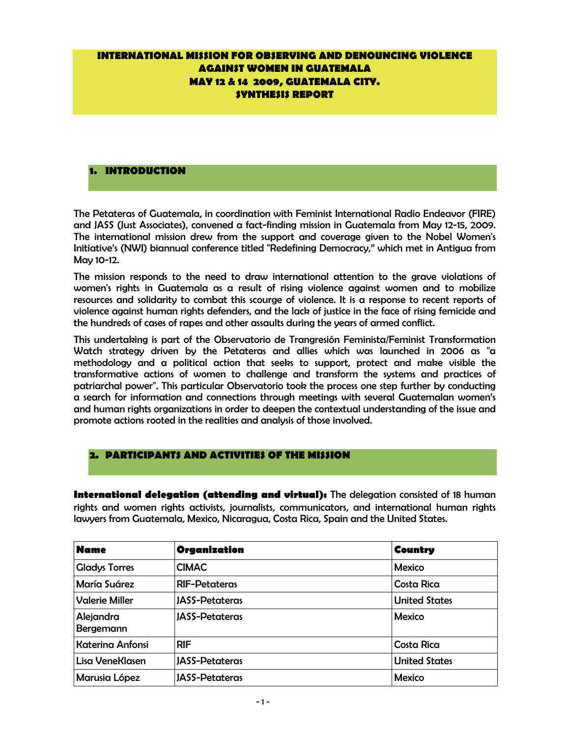# INTERNATIONAL MISSION FOR OBSERVING AND DENOUNCING VIOLENCE AGAINST WOMEN IN GUATEMALA
# MAY 12 & 14 2009, GUATEMALA CITY.
# SYNTHESIS REPORT

## 1. INTRODUCTION

The Petateras of Guatemala, in coordination with Feminist International Radio Endeavor (FIRE) and JASS (Just Associates), convened a fact-finding mission in Guatemala from May 12-15, 2009. The international mission drew from the support and coverage given to the Nobel Women's Initiative's (NWI) biannual conference titled "Redefining Democracy," which met in Antigua from May 10-12.

The mission responds to the need to draw international attention to the grave violations of women's rights in Guatemala as a result of rising violence against women and to mobilize resources and solidarity to combat this scourge of violence. It is a response to recent reports of violence against human rights defenders, and the lack of justice in the face of rising femicide and the hundreds of cases of rapes and other assaults during the years of armed conflict.

This undertaking is part of the Observatorio de Trangresión Feminista/Feminist Transformation Watch strategy driven by the Petateras and allies which was launched in 2006 as "a methodology and a political action that seeks to support, protect and make visible the transformative actions of women to challenge and transform the systems and practices of patriarchal power". This particular Observatorio took the process one step further by conducting a search for information and connections through meetings with several Guatemalan women's and human rights organizations in order to deepen the contextual understanding of the issue and promote actions rooted in the realities and analysis of those involved.

## 2. PARTICIPANTS AND ACTIVITIES OF THE MISSION

**International delegation (attending and virtual):** The delegation consisted of 18 human rights and women rights activists, journalists, communicators, and international human rights lawyers from Guatemala, Mexico, Nicaragua, Costa Rica, Spain and the United States.

| Name | Organization | Country |
|---|---|---|
| Gladys Torres | CIMAC | Mexico |
| María Suárez | RIF-Petateras | Costa Rica |
| Valerie Miller | JASS-Petateras | United States |
| Alejandra Bergemann | JASS-Petateras | Mexico |
| Katerina Anfonsi | RIF | Costa Rica |
| Lisa VeneKlasen | JASS-Petateras | United States |
| Marusia López | JASS-Petateras | Mexico |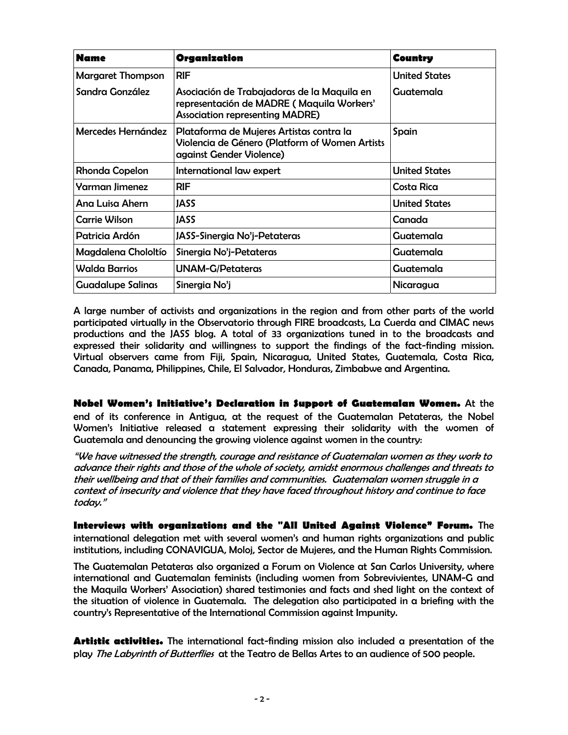| Name | Organization | Country |
| --- | --- | --- |
| Margaret Thompson | RIF | United States |
| Sandra González | Asociación de Trabajadoras de la Maquila en representación de MADRE ( Maquila Workers' Association representing MADRE) | Guatemala |
| Mercedes Hernández | Plataforma de Mujeres Artistas contra la Violencia de Género (Platform of Women Artists against Gender Violence) | Spain |
| Rhonda Copelon | International law expert | United States |
| Yarman Jimenez | RIF | Costa Rica |
| Ana Luisa Ahern | JASS | United States |
| Carrie Wilson | JASS | Canada |
| Patricia Ardón | JASS-Sinergia No'j-Petateras | Guatemala |
| Magdalena Chololtío | Sinergia No'j-Petateras | Guatemala |
| Walda Barrios | UNAM-G/Petateras | Guatemala |
| Guadalupe Salinas | Sinergia No'j | Nicaragua |

A large number of activists and organizations in the region and from other parts of the world participated virtually in the Observatorio through FIRE broadcasts, La Cuerda and CIMAC news productions and the JASS blog. A total of 33 organizations tuned in to the broadcasts and expressed their solidarity and willingness to support the findings of the fact-finding mission. Virtual observers came from Fiji, Spain, Nicaragua, United States, Guatemala, Costa Rica, Canada, Panama, Philippines, Chile, El Salvador, Honduras, Zimbabwe and Argentina.

**Nobel Women's Initiative's Declaration in Support of Guatemalan Women.** At the end of its conference in Antigua, at the request of the Guatemalan Petateras, the Nobel Women's Initiative released a statement expressing their solidarity with the women of Guatemala and denouncing the growing violence against women in the country:

*"We have witnessed the strength, courage and resistance of Guatemalan women as they work to advance their rights and those of the whole of society, amidst enormous challenges and threats to their wellbeing and that of their families and communities. Guatemalan women struggle in a context of insecurity and violence that they have faced throughout history and continue to face today."*

**Interviews with organizations and the "All United Against Violence" Forum.** The international delegation met with several women's and human rights organizations and public institutions, including CONAVIGUA, Moloj, Sector de Mujeres, and the Human Rights Commission.

The Guatemalan Petateras also organized a Forum on Violence at San Carlos University, where international and Guatemalan feminists (including women from Sobrevivientes, UNAM-G and the Maquila Workers' Association) shared testimonies and facts and shed light on the context of the situation of violence in Guatemala. The delegation also participated in a briefing with the country's Representative of the International Commission against Impunity.

**Artistic activities.** The international fact-finding mission also included a presentation of the play *The Labyrinth of Butterflies* at the Teatro de Bellas Artes to an audience of 500 people.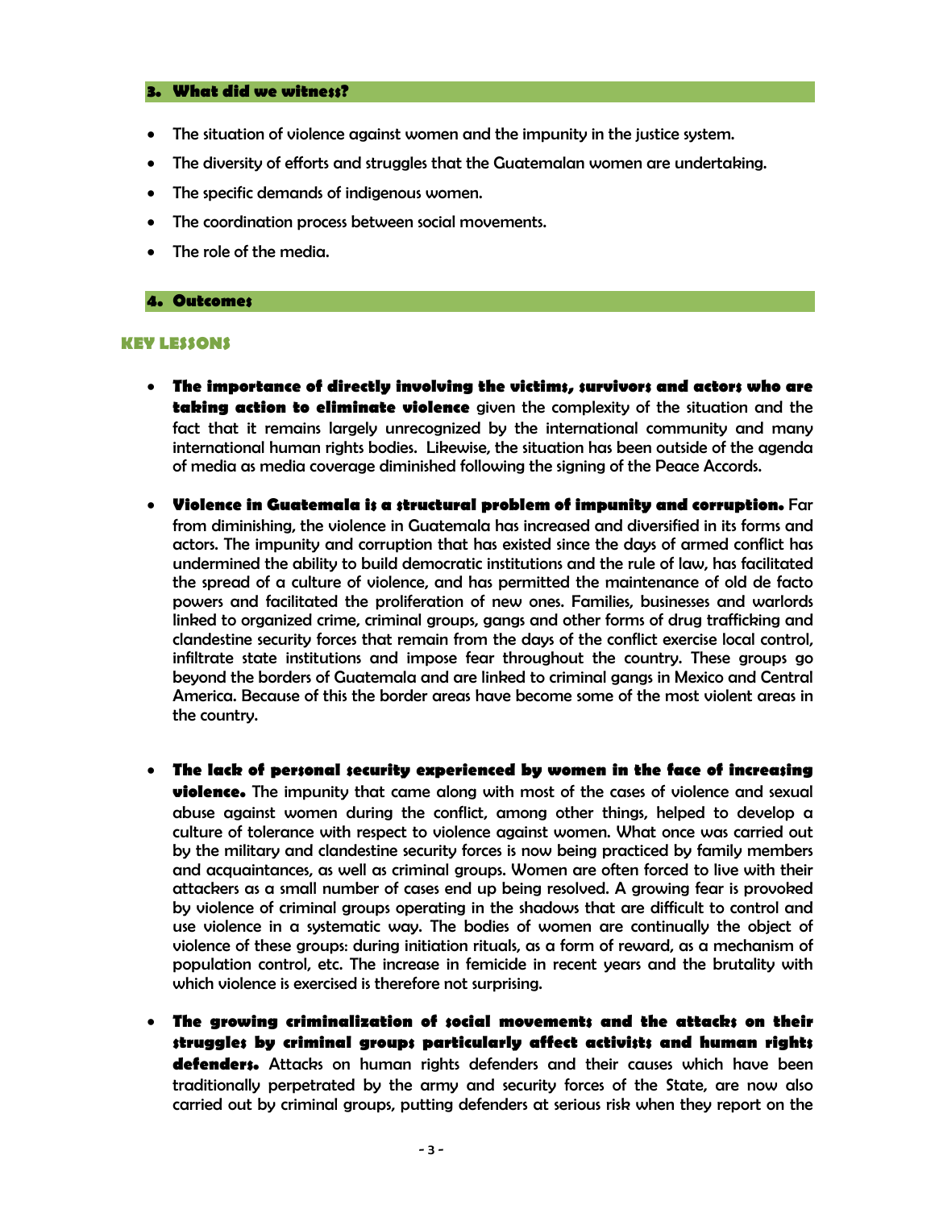## 3. What did we witness?

- The situation of violence against women and the impunity in the justice system.
- The diversity of efforts and struggles that the Guatemalan women are undertaking.
- The specific demands of indigenous women.
- The coordination process between social movements.
- The role of the media.

## 4. Outcomes

### KEY LESSONS

- **The importance of directly involving the victims, survivors and actors who are taking action to eliminate violence** given the complexity of the situation and the fact that it remains largely unrecognized by the international community and many international human rights bodies. Likewise, the situation has been outside of the agenda of media as media coverage diminished following the signing of the Peace Accords.

- **Violence in Guatemala is a structural problem of impunity and corruption.** Far from diminishing, the violence in Guatemala has increased and diversified in its forms and actors. The impunity and corruption that has existed since the days of armed conflict has undermined the ability to build democratic institutions and the rule of law, has facilitated the spread of a culture of violence, and has permitted the maintenance of old de facto powers and facilitated the proliferation of new ones. Families, businesses and warlords linked to organized crime, criminal groups, gangs and other forms of drug trafficking and clandestine security forces that remain from the days of the conflict exercise local control, infiltrate state institutions and impose fear throughout the country. These groups go beyond the borders of Guatemala and are linked to criminal gangs in Mexico and Central America. Because of this the border areas have become some of the most violent areas in the country.

- **The lack of personal security experienced by women in the face of increasing violence.** The impunity that came along with most of the cases of violence and sexual abuse against women during the conflict, among other things, helped to develop a culture of tolerance with respect to violence against women. What once was carried out by the military and clandestine security forces is now being practiced by family members and acquaintances, as well as criminal groups. Women are often forced to live with their attackers as a small number of cases end up being resolved. A growing fear is provoked by violence of criminal groups operating in the shadows that are difficult to control and use violence in a systematic way. The bodies of women are continually the object of violence of these groups: during initiation rituals, as a form of reward, as a mechanism of population control, etc. The increase in femicide in recent years and the brutality with which violence is exercised is therefore not surprising.

- **The growing criminalization of social movements and the attacks on their struggles by criminal groups particularly affect activists and human rights defenders.** Attacks on human rights defenders and their causes which have been traditionally perpetrated by the army and security forces of the State, are now also carried out by criminal groups, putting defenders at serious risk when they report on the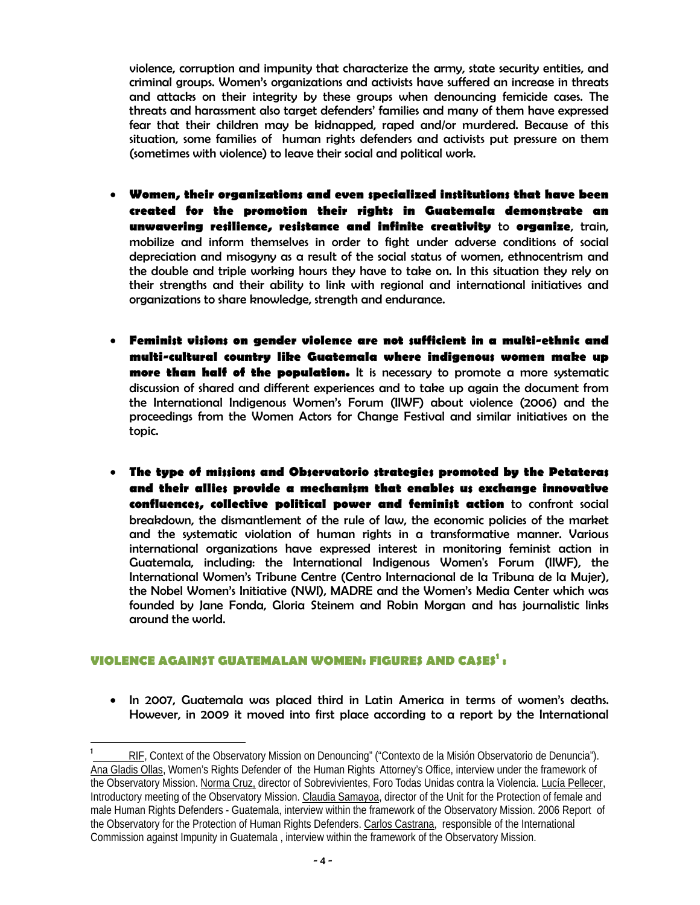violence, corruption and impunity that characterize the army, state security entities, and criminal groups. Women's organizations and activists have suffered an increase in threats and attacks on their integrity by these groups when denouncing femicide cases. The threats and harassment also target defenders' families and many of them have expressed fear that their children may be kidnapped, raped and/or murdered. Because of this situation, some families of human rights defenders and activists put pressure on them (sometimes with violence) to leave their social and political work.

- **Women, their organizations and even specialized institutions that have been created for the promotion their rights in Guatemala demonstrate an unwavering resilience, resistance and infinite creativity** to **organize**, train, mobilize and inform themselves in order to fight under adverse conditions of social depreciation and misogyny as a result of the social status of women, ethnocentrism and the double and triple working hours they have to take on. In this situation they rely on their strengths and their ability to link with regional and international initiatives and organizations to share knowledge, strength and endurance.

- **Feminist visions on gender violence are not sufficient in a multi-ethnic and multi-cultural country like Guatemala where indigenous women make up more than half of the population.** It is necessary to promote a more systematic discussion of shared and different experiences and to take up again the document from the International Indigenous Women's Forum (IIWF) about violence (2006) and the proceedings from the Women Actors for Change Festival and similar initiatives on the topic.

- **The type of missions and Observatorio strategies promoted by the Petateras and their allies provide a mechanism that enables us exchange innovative confluences, collective political power and feminist action** to confront social breakdown, the dismantlement of the rule of law, the economic policies of the market and the systematic violation of human rights in a transformative manner. Various international organizations have expressed interest in monitoring feminist action in Guatemala, including: the International Indigenous Women's Forum (IIWF), the International Women's Tribune Centre (Centro Internacional de la Tribuna de la Mujer), the Nobel Women's Initiative (NWI), MADRE and the Women's Media Center which was founded by Jane Fonda, Gloria Steinem and Robin Morgan and has journalistic links around the world.

## VIOLENCE AGAINST GUATEMALAN WOMEN: FIGURES AND CASES[1] :

- In 2007, Guatemala was placed third in Latin America in terms of women's deaths. However, in 2009 it moved into first place according to a report by the International

[1] RIF, Context of the Observatory Mission on Denouncing" ("Contexto de la Misión Observatorio de Denuncia"). Ana Gladis Ollas, Women's Rights Defender of the Human Rights Attorney's Office, interview under the framework of the Observatory Mission. Norma Cruz, director of Sobrevivientes, Foro Todas Unidas contra la Violencia. Lucía Pellecer, Introductory meeting of the Observatory Mission. Claudia Samayoa, director of the Unit for the Protection of female and male Human Rights Defenders - Guatemala, interview within the framework of the Observatory Mission. 2006 Report of the Observatory for the Protection of Human Rights Defenders. Carlos Castrana, responsible of the International Commission against Impunity in Guatemala , interview within the framework of the Observatory Mission.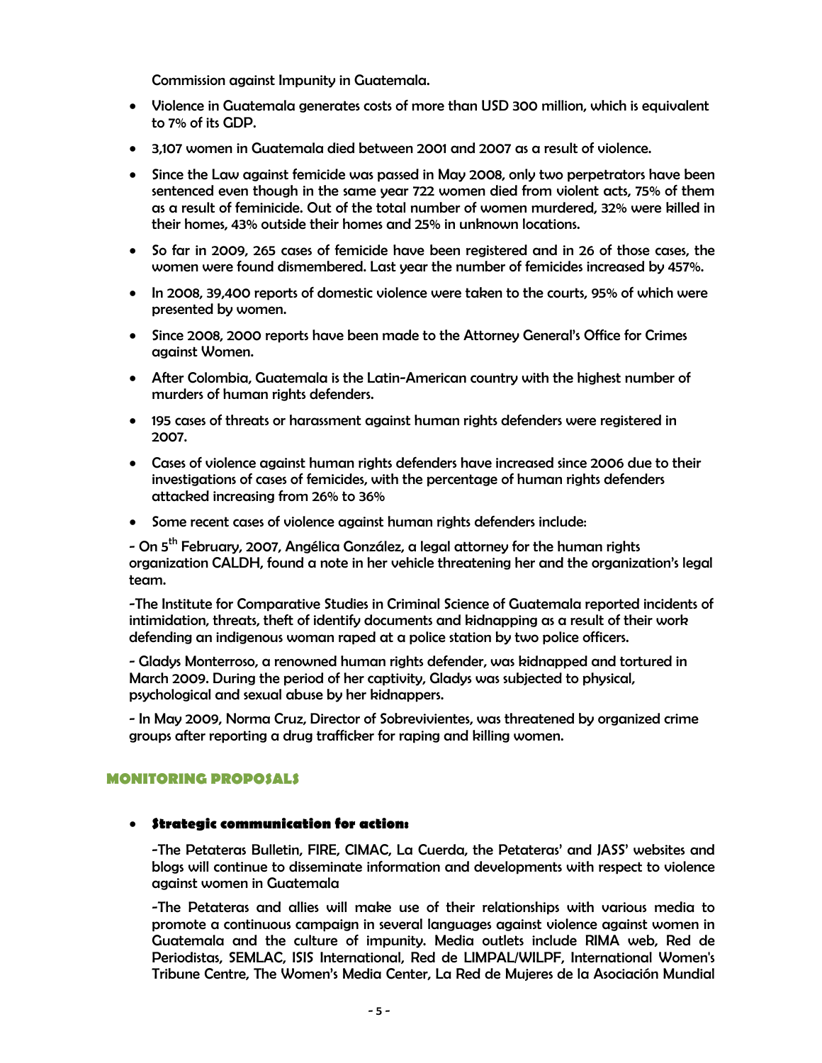Commission against Impunity in Guatemala.

- Violence in Guatemala generates costs of more than USD 300 million, which is equivalent to 7% of its GDP.
- 3,107 women in Guatemala died between 2001 and 2007 as a result of violence.
- Since the Law against femicide was passed in May 2008, only two perpetrators have been sentenced even though in the same year 722 women died from violent acts, 75% of them as a result of feminicide. Out of the total number of women murdered, 32% were killed in their homes, 43% outside their homes and 25% in unknown locations.
- So far in 2009, 265 cases of femicide have been registered and in 26 of those cases, the women were found dismembered. Last year the number of femicides increased by 457%.
- In 2008, 39,400 reports of domestic violence were taken to the courts, 95% of which were presented by women.
- Since 2008, 2000 reports have been made to the Attorney General's Office for Crimes against Women.
- After Colombia, Guatemala is the Latin-American country with the highest number of murders of human rights defenders.
- 195 cases of threats or harassment against human rights defenders were registered in 2007.
- Cases of violence against human rights defenders have increased since 2006 due to their investigations of cases of femicides, with the percentage of human rights defenders attacked increasing from 26% to 36%
- Some recent cases of violence against human rights defenders include:

- On 5th February, 2007, Angélica González, a legal attorney for the human rights organization CALDH, found a note in her vehicle threatening her and the organization's legal team.

-The Institute for Comparative Studies in Criminal Science of Guatemala reported incidents of intimidation, threats, theft of identify documents and kidnapping as a result of their work defending an indigenous woman raped at a police station by two police officers.

- Gladys Monterroso, a renowned human rights defender, was kidnapped and tortured in March 2009. During the period of her captivity, Gladys was subjected to physical, psychological and sexual abuse by her kidnappers.

- In May 2009, Norma Cruz, Director of Sobrevivientes, was threatened by organized crime groups after reporting a drug trafficker for raping and killing women.

## MONITORING PROPOSALS

- **Strategic communication for action:**

  -The Petateras Bulletin, FIRE, CIMAC, La Cuerda, the Petateras' and JASS' websites and blogs will continue to disseminate information and developments with respect to violence against women in Guatemala

  -The Petateras and allies will make use of their relationships with various media to promote a continuous campaign in several languages against violence against women in Guatemala and the culture of impunity. Media outlets include RIMA web, Red de Periodistas, SEMLAC, ISIS International, Red de LIMPAL/WILPF, International Women's Tribune Centre, The Women's Media Center, La Red de Mujeres de la Asociación Mundial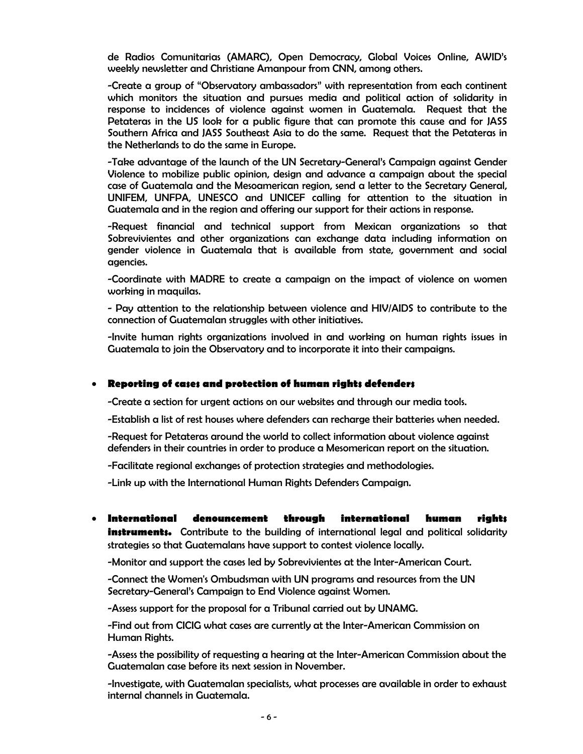de Radios Comunitarias (AMARC), Open Democracy, Global Voices Online, AWID's weekly newsletter and Christiane Amanpour from CNN, among others.

-Create a group of "Observatory ambassadors" with representation from each continent which monitors the situation and pursues media and political action of solidarity in response to incidences of violence against women in Guatemala. Request that the Petateras in the US look for a public figure that can promote this cause and for JASS Southern Africa and JASS Southeast Asia to do the same. Request that the Petateras in the Netherlands to do the same in Europe.

-Take advantage of the launch of the UN Secretary-General's Campaign against Gender Violence to mobilize public opinion, design and advance a campaign about the special case of Guatemala and the Mesoamerican region, send a letter to the Secretary General, UNIFEM, UNFPA, UNESCO and UNICEF calling for attention to the situation in Guatemala and in the region and offering our support for their actions in response.

-Request financial and technical support from Mexican organizations so that Sobrevivientes and other organizations can exchange data including information on gender violence in Guatemala that is available from state, government and social agencies.

-Coordinate with MADRE to create a campaign on the impact of violence on women working in maquilas.

- Pay attention to the relationship between violence and HIV/AIDS to contribute to the connection of Guatemalan struggles with other initiatives.

-Invite human rights organizations involved in and working on human rights issues in Guatemala to join the Observatory and to incorporate it into their campaigns.

- **Reporting of cases and protection of human rights defenders**

  -Create a section for urgent actions on our websites and through our media tools.

  -Establish a list of rest houses where defenders can recharge their batteries when needed.

  -Request for Petateras around the world to collect information about violence against defenders in their countries in order to produce a Mesomerican report on the situation.

  -Facilitate regional exchanges of protection strategies and methodologies.

  -Link up with the International Human Rights Defenders Campaign.

- **International denouncement through international human rights instruments.** Contribute to the building of international legal and political solidarity strategies so that Guatemalans have support to contest violence locally.

  -Monitor and support the cases led by Sobrevivientes at the Inter-American Court.

  -Connect the Women's Ombudsman with UN programs and resources from the UN Secretary-General's Campaign to End Violence against Women.

  -Assess support for the proposal for a Tribunal carried out by UNAMG.

  -Find out from CICIG what cases are currently at the Inter-American Commission on Human Rights.

  -Assess the possibility of requesting a hearing at the Inter-American Commission about the Guatemalan case before its next session in November.

  -Investigate, with Guatemalan specialists, what processes are available in order to exhaust internal channels in Guatemala.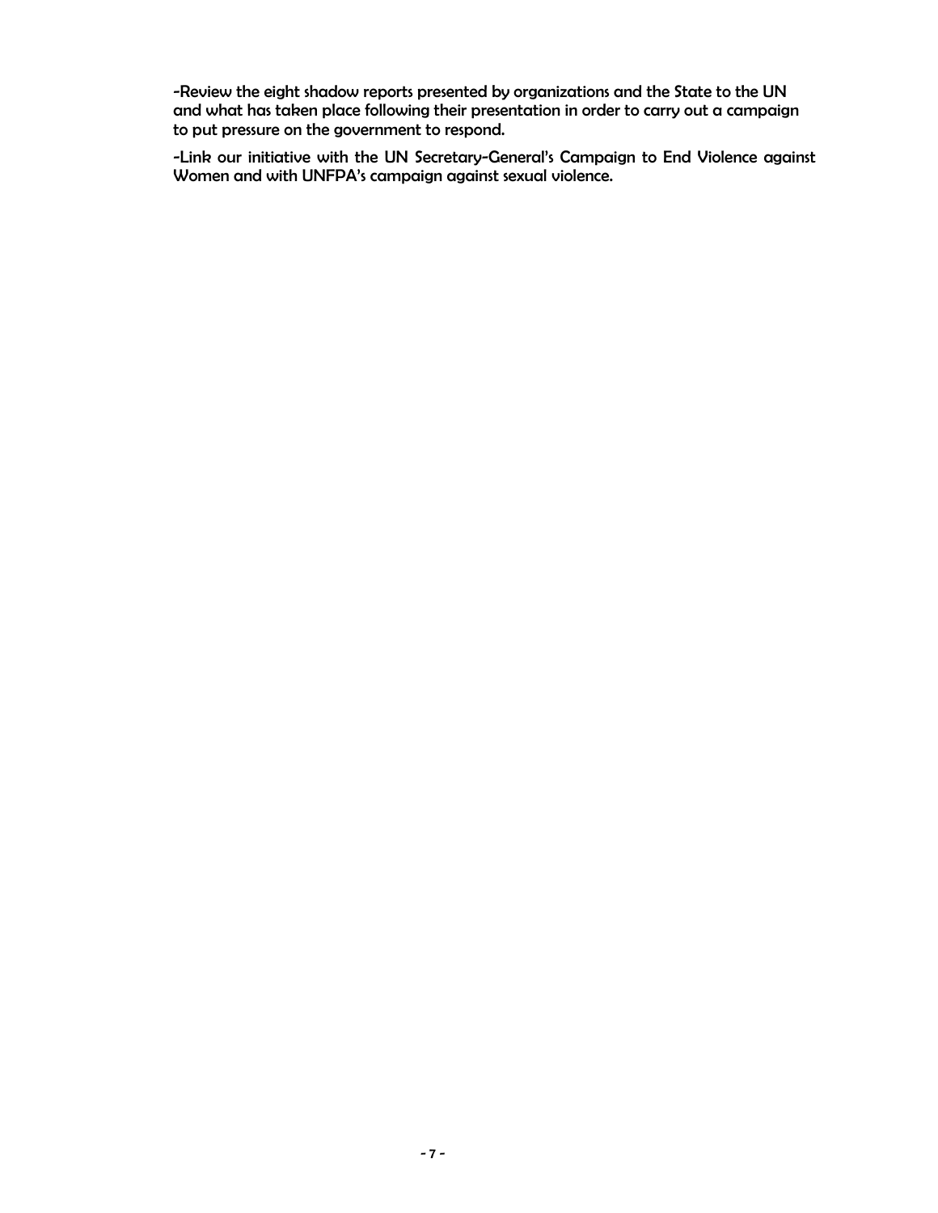-Review the eight shadow reports presented by organizations and the State to the UN and what has taken place following their presentation in order to carry out a campaign to put pressure on the government to respond.

-Link our initiative with the UN Secretary-General's Campaign to End Violence against Women and with UNFPA's campaign against sexual violence.